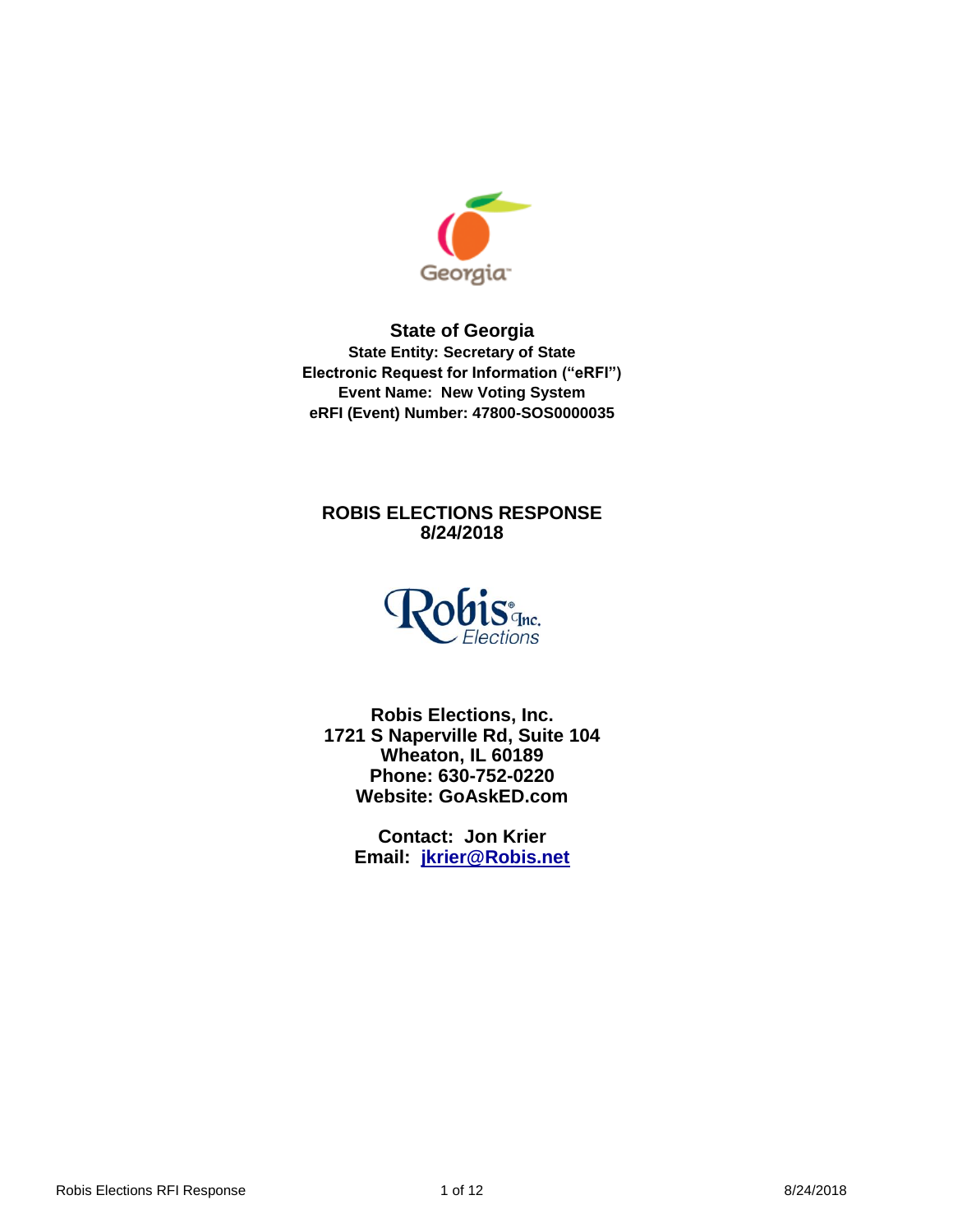# State of Georgia

**State Entity: Secretary of State**
**Electronic Request for Information ("eRFI")**
**Event Name: New Voting System**
**eRFI (Event) Number: 47800-SOS0000035**

## ROBIS ELECTIONS RESPONSE
## 8/24/2018

**Robis Elections, Inc.**
**1721 S Naperville Rd, Suite 104**
**Wheaton, IL 60189**
**Phone: 630-752-0220**
**Website: GoAskED.com**

**Contact: Jon Krier**
**Email: jkrier@Robis.net**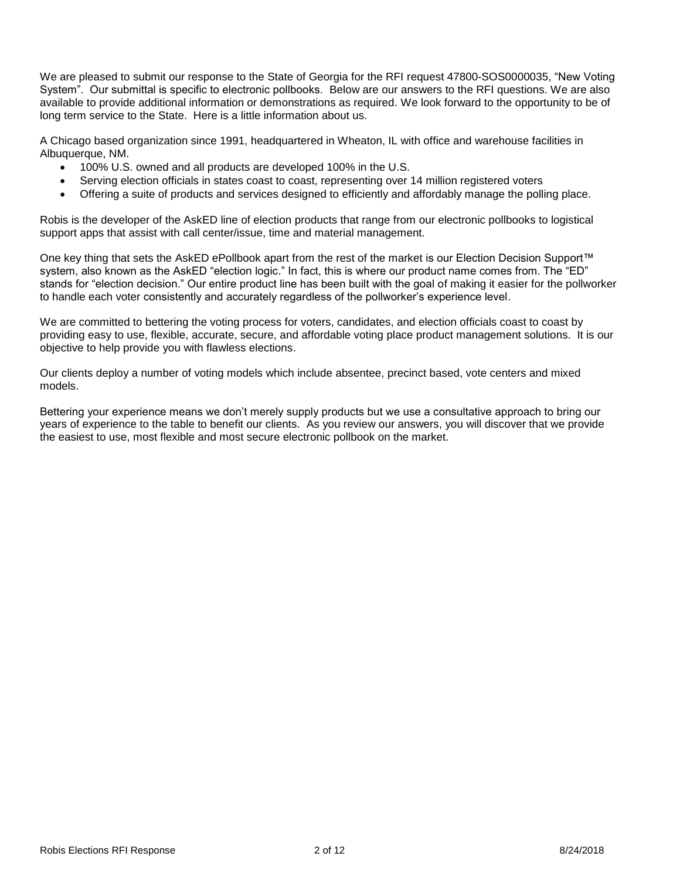We are pleased to submit our response to the State of Georgia for the RFI request 47800-SOS0000035, "New Voting System". Our submittal is specific to electronic pollbooks. Below are our answers to the RFI questions. We are also available to provide additional information or demonstrations as required. We look forward to the opportunity to be of long term service to the State. Here is a little information about us.

A Chicago based organization since 1991, headquartered in Wheaton, IL with office and warehouse facilities in Albuquerque, NM.

- 100% U.S. owned and all products are developed 100% in the U.S.
- Serving election officials in states coast to coast, representing over 14 million registered voters
- Offering a suite of products and services designed to efficiently and affordably manage the polling place.

Robis is the developer of the AskED line of election products that range from our electronic pollbooks to logistical support apps that assist with call center/issue, time and material management.

One key thing that sets the AskED ePollbook apart from the rest of the market is our Election Decision Support™ system, also known as the AskED "election logic." In fact, this is where our product name comes from. The "ED" stands for "election decision." Our entire product line has been built with the goal of making it easier for the pollworker to handle each voter consistently and accurately regardless of the pollworker's experience level.

We are committed to bettering the voting process for voters, candidates, and election officials coast to coast by providing easy to use, flexible, accurate, secure, and affordable voting place product management solutions. It is our objective to help provide you with flawless elections.

Our clients deploy a number of voting models which include absentee, precinct based, vote centers and mixed models.

Bettering your experience means we don't merely supply products but we use a consultative approach to bring our years of experience to the table to benefit our clients. As you review our answers, you will discover that we provide the easiest to use, most flexible and most secure electronic pollbook on the market.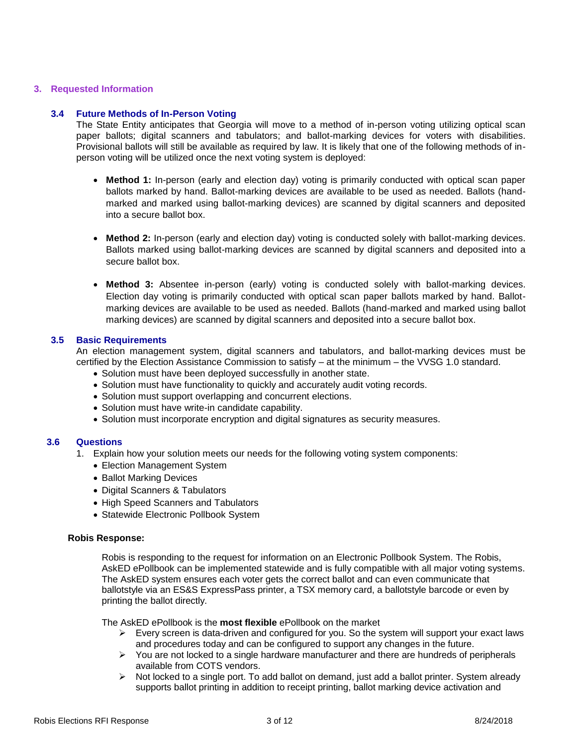## 3. Requested Information

### 3.4 Future Methods of In-Person Voting

The State Entity anticipates that Georgia will move to a method of in-person voting utilizing optical scan paper ballots; digital scanners and tabulators; and ballot-marking devices for voters with disabilities. Provisional ballots will still be available as required by law. It is likely that one of the following methods of in-person voting will be utilized once the next voting system is deployed:

- **Method 1:** In-person (early and election day) voting is primarily conducted with optical scan paper ballots marked by hand. Ballot-marking devices are available to be used as needed. Ballots (hand-marked and marked using ballot-marking devices) are scanned by digital scanners and deposited into a secure ballot box.

- **Method 2:** In-person (early and election day) voting is conducted solely with ballot-marking devices. Ballots marked using ballot-marking devices are scanned by digital scanners and deposited into a secure ballot box.

- **Method 3:** Absentee in-person (early) voting is conducted solely with ballot-marking devices. Election day voting is primarily conducted with optical scan paper ballots marked by hand. Ballot-marking devices are available to be used as needed. Ballots (hand-marked and marked using ballot marking devices) are scanned by digital scanners and deposited into a secure ballot box.

### 3.5 Basic Requirements

An election management system, digital scanners and tabulators, and ballot-marking devices must be certified by the Election Assistance Commission to satisfy – at the minimum – the VVSG 1.0 standard.

- Solution must have been deployed successfully in another state.
- Solution must have functionality to quickly and accurately audit voting records.
- Solution must support overlapping and concurrent elections.
- Solution must have write-in candidate capability.
- Solution must incorporate encryption and digital signatures as security measures.

### 3.6 Questions

1. Explain how your solution meets our needs for the following voting system components:
   - Election Management System
   - Ballot Marking Devices
   - Digital Scanners & Tabulators
   - High Speed Scanners and Tabulators
   - Statewide Electronic Pollbook System

**Robis Response:**

Robis is responding to the request for information on an Electronic Pollbook System. The Robis, AskED ePollbook can be implemented statewide and is fully compatible with all major voting systems. The AskED system ensures each voter gets the correct ballot and can even communicate that ballotstyle via an ES&S ExpressPass printer, a TSX memory card, a ballotstyle barcode or even by printing the ballot directly.

The AskED ePollbook is the **most flexible** ePollbook on the market

- ➢ Every screen is data-driven and configured for you. So the system will support your exact laws and procedures today and can be configured to support any changes in the future.
- ➢ You are not locked to a single hardware manufacturer and there are hundreds of peripherals available from COTS vendors.
- ➢ Not locked to a single port. To add ballot on demand, just add a ballot printer. System already supports ballot printing in addition to receipt printing, ballot marking device activation and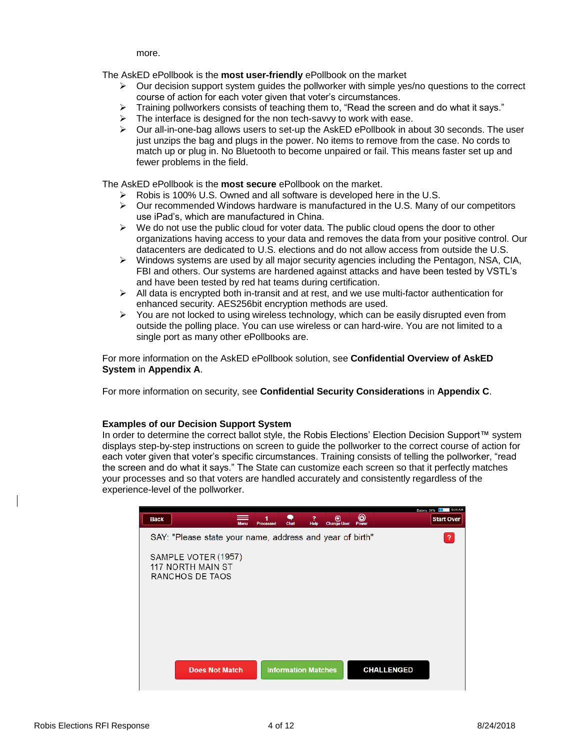more.

The AskED ePollbook is the **most user-friendly** ePollbook on the market

- Our decision support system guides the pollworker with simple yes/no questions to the correct course of action for each voter given that voter's circumstances.
- Training pollworkers consists of teaching them to, "Read the screen and do what it says."
- The interface is designed for the non tech-savvy to work with ease.
- Our all-in-one-bag allows users to set-up the AskED ePollbook in about 30 seconds. The user just unzips the bag and plugs in the power. No items to remove from the case. No cords to match up or plug in. No Bluetooth to become unpaired or fail. This means faster set up and fewer problems in the field.

The AskED ePollbook is the **most secure** ePollbook on the market.

- Robis is 100% U.S. Owned and all software is developed here in the U.S.
- Our recommended Windows hardware is manufactured in the U.S. Many of our competitors use iPad's, which are manufactured in China.
- We do not use the public cloud for voter data. The public cloud opens the door to other organizations having access to your data and removes the data from your positive control. Our datacenters are dedicated to U.S. elections and do not allow access from outside the U.S.
- Windows systems are used by all major security agencies including the Pentagon, NSA, CIA, FBI and others. Our systems are hardened against attacks and have been tested by VSTL's and have been tested by red hat teams during certification.
- All data is encrypted both in-transit and at rest, and we use multi-factor authentication for enhanced security. AES256bit encryption methods are used.
- You are not locked to using wireless technology, which can be easily disrupted even from outside the polling place. You can use wireless or can hard-wire. You are not limited to a single port as many other ePollbooks are.

For more information on the AskED ePollbook solution, see **Confidential Overview of AskED System** in **Appendix A**.

For more information on security, see **Confidential Security Considerations** in **Appendix C**.

**Examples of our Decision Support System**

In order to determine the correct ballot style, the Robis Elections' Election Decision Support™ system displays step-by-step instructions on screen to guide the pollworker to the correct course of action for each voter given that voter's specific circumstances. Training consists of telling the pollworker, "read the screen and do what it says." The State can customize each screen so that it perfectly matches your processes and so that voters are handled accurately and consistently regardless of the experience-level of the pollworker.

Back | Menu | 1 Processed | Chat | Help | Change User | Power | Start Over

SAY: "Please state your name, address and year of birth"

SAMPLE VOTER (1957)
117 NORTH MAIN ST
RANCHOS DE TAOS

Does Not Match | Information Matches | CHALLENGED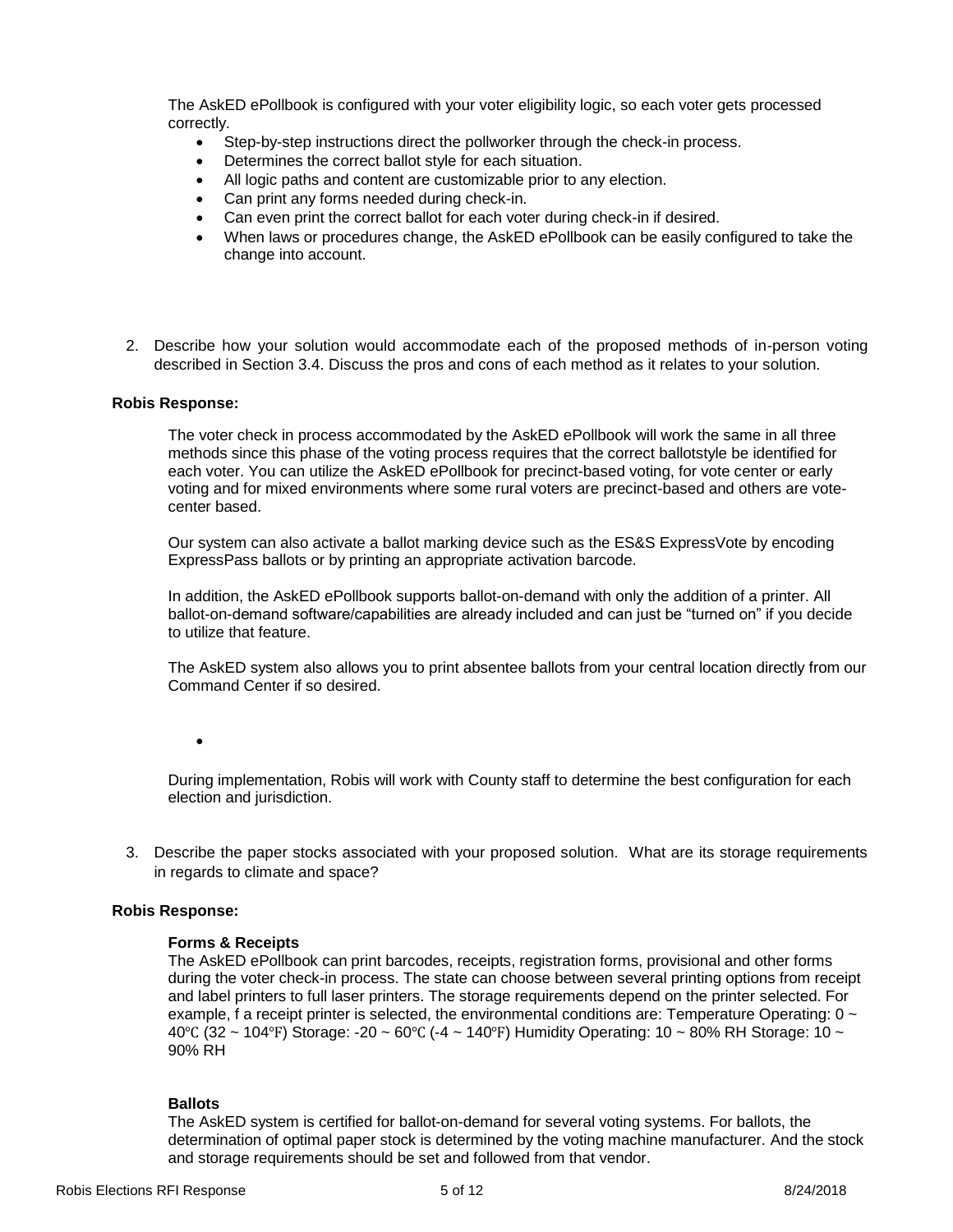The AskED ePollbook is configured with your voter eligibility logic, so each voter gets processed correctly.

- Step-by-step instructions direct the pollworker through the check-in process.
- Determines the correct ballot style for each situation.
- All logic paths and content are customizable prior to any election.
- Can print any forms needed during check-in.
- Can even print the correct ballot for each voter during check-in if desired.
- When laws or procedures change, the AskED ePollbook can be easily configured to take the change into account.

2. Describe how your solution would accommodate each of the proposed methods of in-person voting described in Section 3.4. Discuss the pros and cons of each method as it relates to your solution.

**Robis Response:**

The voter check in process accommodated by the AskED ePollbook will work the same in all three methods since this phase of the voting process requires that the correct ballotstyle be identified for each voter. You can utilize the AskED ePollbook for precinct-based voting, for vote center or early voting and for mixed environments where some rural voters are precinct-based and others are vote-center based.

Our system can also activate a ballot marking device such as the ES&S ExpressVote by encoding ExpressPass ballots or by printing an appropriate activation barcode.

In addition, the AskED ePollbook supports ballot-on-demand with only the addition of a printer. All ballot-on-demand software/capabilities are already included and can just be "turned on" if you decide to utilize that feature.

The AskED system also allows you to print absentee ballots from your central location directly from our Command Center if so desired.

- 

During implementation, Robis will work with County staff to determine the best configuration for each election and jurisdiction.

3. Describe the paper stocks associated with your proposed solution. What are its storage requirements in regards to climate and space?

**Robis Response:**

**Forms & Receipts**

The AskED ePollbook can print barcodes, receipts, registration forms, provisional and other forms during the voter check-in process. The state can choose between several printing options from receipt and label printers to full laser printers. The storage requirements depend on the printer selected. For example, f a receipt printer is selected, the environmental conditions are: Temperature Operating: 0 ~ 40℃ (32 ~ 104℉) Storage: -20 ~ 60℃ (-4 ~ 140℉) Humidity Operating: 10 ~ 80% RH Storage: 10 ~ 90% RH

**Ballots**

The AskED system is certified for ballot-on-demand for several voting systems. For ballots, the determination of optimal paper stock is determined by the voting machine manufacturer. And the stock and storage requirements should be set and followed from that vendor.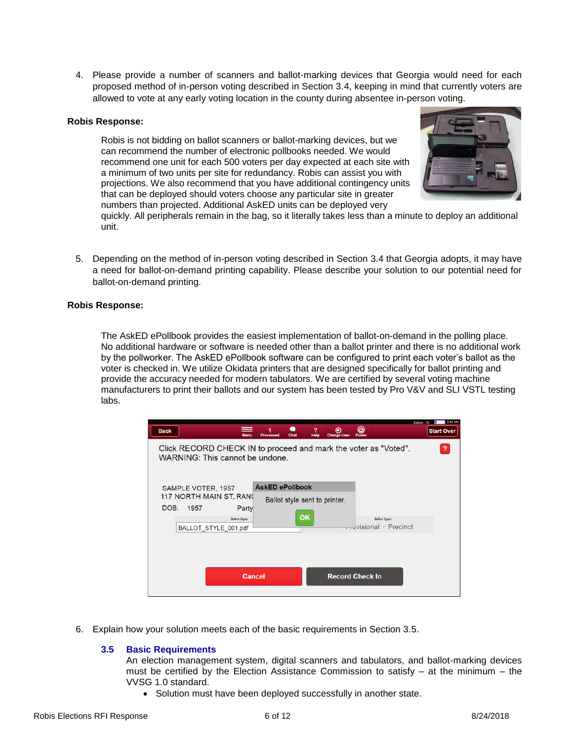4. Please provide a number of scanners and ballot-marking devices that Georgia would need for each proposed method of in-person voting described in Section 3.4, keeping in mind that currently voters are allowed to vote at any early voting location in the county during absentee in-person voting.

**Robis Response:**

Robis is not bidding on ballot scanners or ballot-marking devices, but we can recommend the number of electronic pollbooks needed. We would recommend one unit for each 500 voters per day expected at each site with a minimum of two units per site for redundancy. Robis can assist you with projections. We also recommend that you have additional contingency units that can be deployed should voters choose any particular site in greater numbers than projected. Additional AskED units can be deployed very quickly. All peripherals remain in the bag, so it literally takes less than a minute to deploy an additional unit.

5. Depending on the method of in-person voting described in Section 3.4 that Georgia adopts, it may have a need for ballot-on-demand printing capability. Please describe your solution to our potential need for ballot-on-demand printing.

**Robis Response:**

The AskED ePollbook provides the easiest implementation of ballot-on-demand in the polling place. No additional hardware or software is needed other than a ballot printer and there is no additional work by the pollworker. The AskED ePollbook software can be configured to print each voter's ballot as the voter is checked in. We utilize Okidata printers that are designed specifically for ballot printing and provide the accuracy needed for modern tabulators. We are certified by several voting machine manufacturers to print their ballots and our system has been tested by Pro V&V and SLI VSTL testing labs.

6. Explain how your solution meets each of the basic requirements in Section 3.5.

### 3.5 Basic Requirements

An election management system, digital scanners and tabulators, and ballot-marking devices must be certified by the Election Assistance Commission to satisfy – at the minimum – the VVSG 1.0 standard.

- Solution must have been deployed successfully in another state.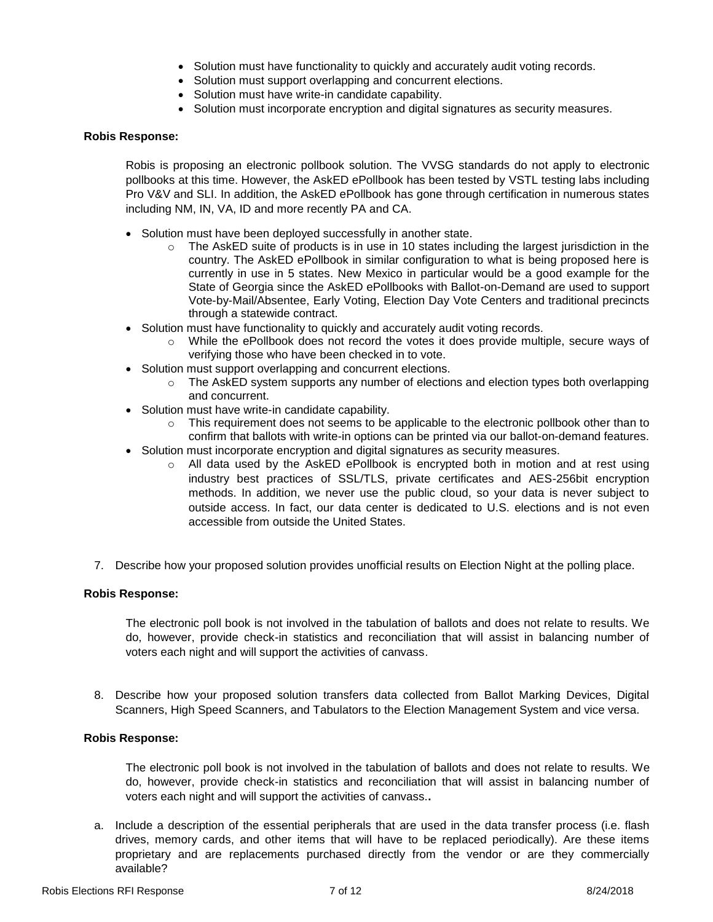- Solution must have functionality to quickly and accurately audit voting records.
- Solution must support overlapping and concurrent elections.
- Solution must have write-in candidate capability.
- Solution must incorporate encryption and digital signatures as security measures.

**Robis Response:**

Robis is proposing an electronic pollbook solution. The VVSG standards do not apply to electronic pollbooks at this time. However, the AskED ePollbook has been tested by VSTL testing labs including Pro V&V and SLI. In addition, the AskED ePollbook has gone through certification in numerous states including NM, IN, VA, ID and more recently PA and CA.

- Solution must have been deployed successfully in another state.
  - The AskED suite of products is in use in 10 states including the largest jurisdiction in the country. The AskED ePollbook in similar configuration to what is being proposed here is currently in use in 5 states. New Mexico in particular would be a good example for the State of Georgia since the AskED ePollbooks with Ballot-on-Demand are used to support Vote-by-Mail/Absentee, Early Voting, Election Day Vote Centers and traditional precincts through a statewide contract.
- Solution must have functionality to quickly and accurately audit voting records.
  - While the ePollbook does not record the votes it does provide multiple, secure ways of verifying those who have been checked in to vote.
- Solution must support overlapping and concurrent elections.
  - The AskED system supports any number of elections and election types both overlapping and concurrent.
- Solution must have write-in candidate capability.
  - This requirement does not seems to be applicable to the electronic pollbook other than to confirm that ballots with write-in options can be printed via our ballot-on-demand features.
- Solution must incorporate encryption and digital signatures as security measures.
  - All data used by the AskED ePollbook is encrypted both in motion and at rest using industry best practices of SSL/TLS, private certificates and AES-256bit encryption methods. In addition, we never use the public cloud, so your data is never subject to outside access. In fact, our data center is dedicated to U.S. elections and is not even accessible from outside the United States.

7. Describe how your proposed solution provides unofficial results on Election Night at the polling place.

**Robis Response:**

The electronic poll book is not involved in the tabulation of ballots and does not relate to results. We do, however, provide check-in statistics and reconciliation that will assist in balancing number of voters each night and will support the activities of canvass.

8. Describe how your proposed solution transfers data collected from Ballot Marking Devices, Digital Scanners, High Speed Scanners, and Tabulators to the Election Management System and vice versa.

**Robis Response:**

The electronic poll book is not involved in the tabulation of ballots and does not relate to results. We do, however, provide check-in statistics and reconciliation that will assist in balancing number of voters each night and will support the activities of canvass..

a. Include a description of the essential peripherals that are used in the data transfer process (i.e. flash drives, memory cards, and other items that will have to be replaced periodically). Are these items proprietary and are replacements purchased directly from the vendor or are they commercially available?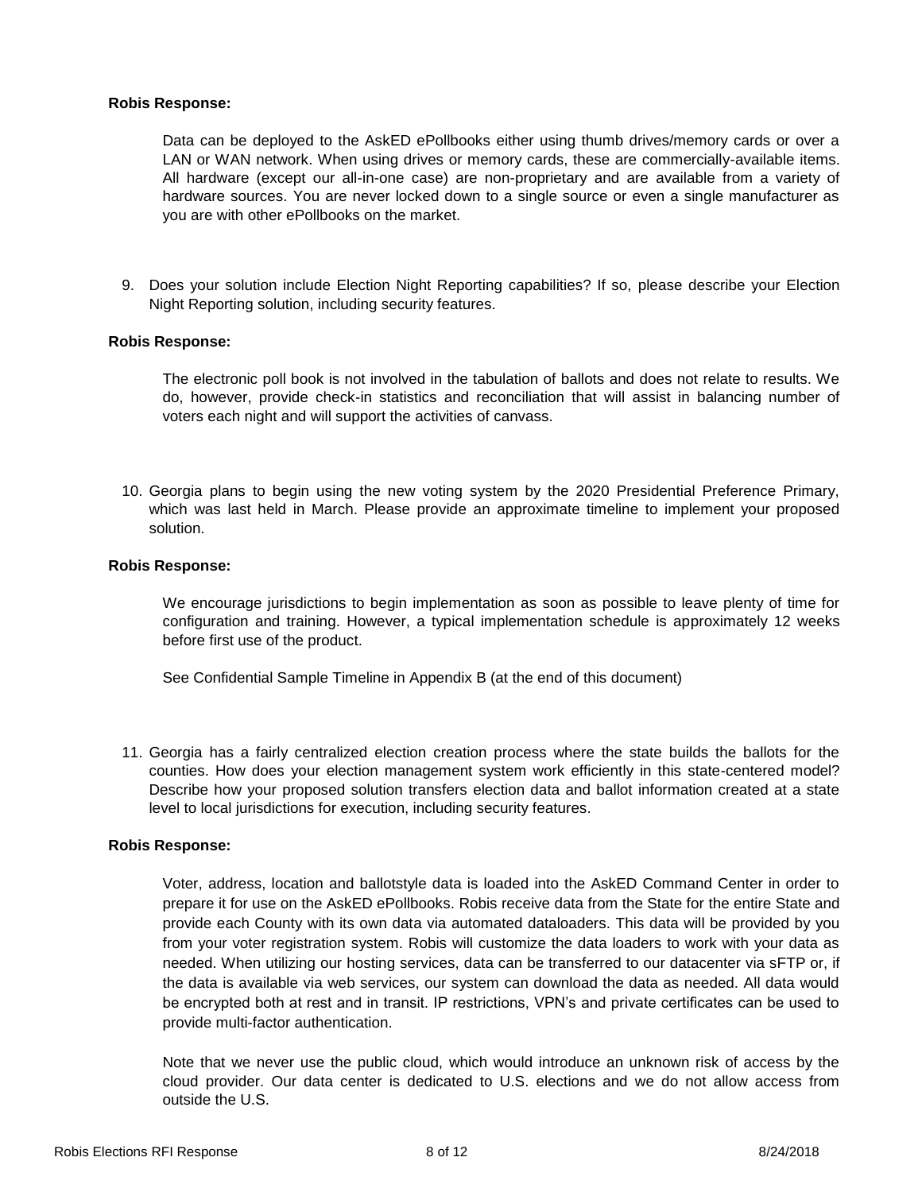**Robis Response:**

Data can be deployed to the AskED ePollbooks either using thumb drives/memory cards or over a LAN or WAN network. When using drives or memory cards, these are commercially-available items. All hardware (except our all-in-one case) are non-proprietary and are available from a variety of hardware sources. You are never locked down to a single source or even a single manufacturer as you are with other ePollbooks on the market.

9. Does your solution include Election Night Reporting capabilities? If so, please describe your Election Night Reporting solution, including security features.

**Robis Response:**

The electronic poll book is not involved in the tabulation of ballots and does not relate to results. We do, however, provide check-in statistics and reconciliation that will assist in balancing number of voters each night and will support the activities of canvass.

10. Georgia plans to begin using the new voting system by the 2020 Presidential Preference Primary, which was last held in March. Please provide an approximate timeline to implement your proposed solution.

**Robis Response:**

We encourage jurisdictions to begin implementation as soon as possible to leave plenty of time for configuration and training. However, a typical implementation schedule is approximately 12 weeks before first use of the product.

See Confidential Sample Timeline in Appendix B (at the end of this document)

11. Georgia has a fairly centralized election creation process where the state builds the ballots for the counties. How does your election management system work efficiently in this state-centered model? Describe how your proposed solution transfers election data and ballot information created at a state level to local jurisdictions for execution, including security features.

**Robis Response:**

Voter, address, location and ballotstyle data is loaded into the AskED Command Center in order to prepare it for use on the AskED ePollbooks. Robis receive data from the State for the entire State and provide each County with its own data via automated dataloaders. This data will be provided by you from your voter registration system. Robis will customize the data loaders to work with your data as needed. When utilizing our hosting services, data can be transferred to our datacenter via sFTP or, if the data is available via web services, our system can download the data as needed. All data would be encrypted both at rest and in transit. IP restrictions, VPN's and private certificates can be used to provide multi-factor authentication.

Note that we never use the public cloud, which would introduce an unknown risk of access by the cloud provider. Our data center is dedicated to U.S. elections and we do not allow access from outside the U.S.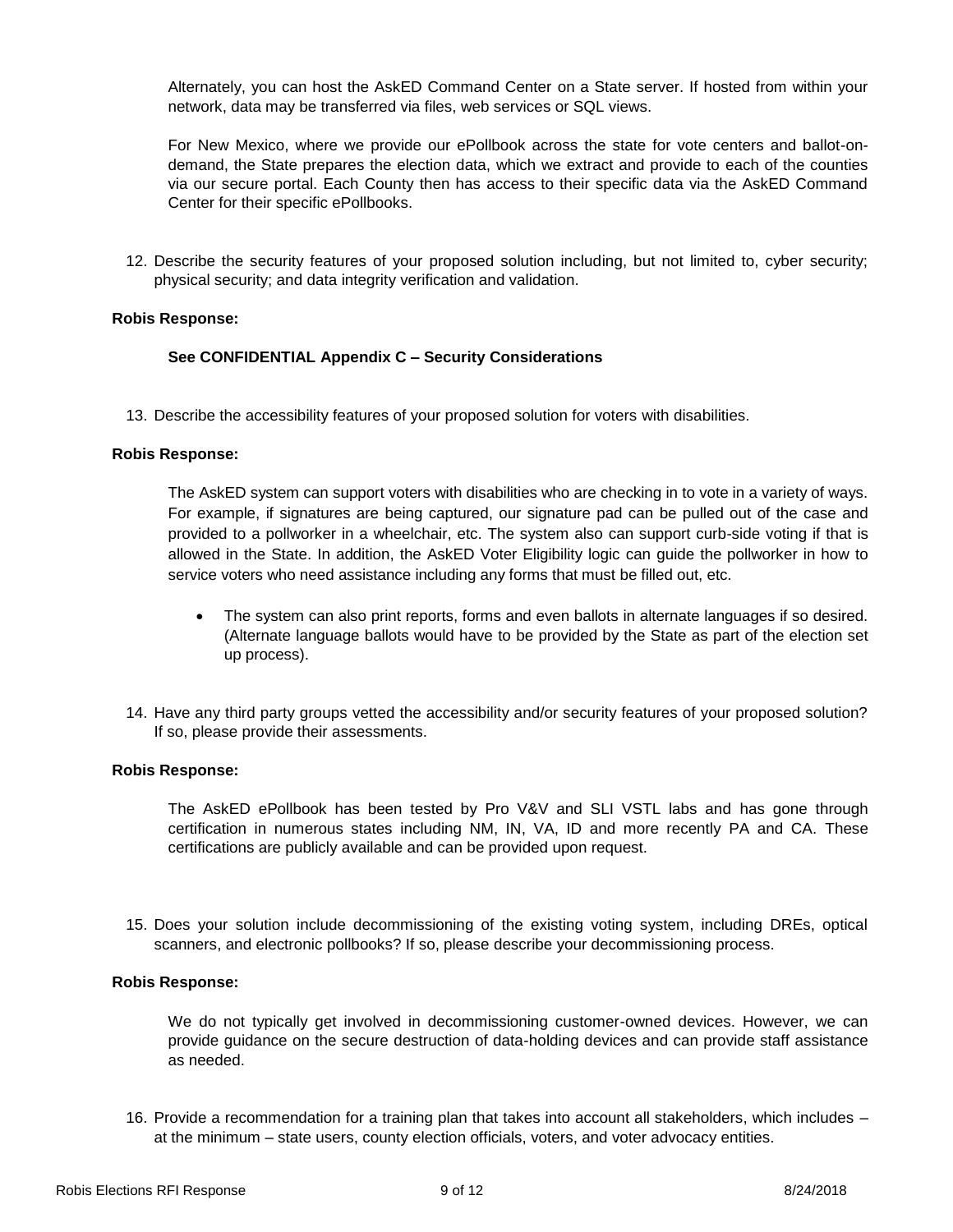Alternately, you can host the AskED Command Center on a State server. If hosted from within your network, data may be transferred via files, web services or SQL views.

For New Mexico, where we provide our ePollbook across the state for vote centers and ballot-on-demand, the State prepares the election data, which we extract and provide to each of the counties via our secure portal. Each County then has access to their specific data via the AskED Command Center for their specific ePollbooks.

12. Describe the security features of your proposed solution including, but not limited to, cyber security; physical security; and data integrity verification and validation.

**Robis Response:**

**See CONFIDENTIAL Appendix C – Security Considerations**

13. Describe the accessibility features of your proposed solution for voters with disabilities.

**Robis Response:**

The AskED system can support voters with disabilities who are checking in to vote in a variety of ways. For example, if signatures are being captured, our signature pad can be pulled out of the case and provided to a pollworker in a wheelchair, etc. The system also can support curb-side voting if that is allowed in the State. In addition, the AskED Voter Eligibility logic can guide the pollworker in how to service voters who need assistance including any forms that must be filled out, etc.

- The system can also print reports, forms and even ballots in alternate languages if so desired. (Alternate language ballots would have to be provided by the State as part of the election set up process).

14. Have any third party groups vetted the accessibility and/or security features of your proposed solution? If so, please provide their assessments.

**Robis Response:**

The AskED ePollbook has been tested by Pro V&V and SLI VSTL labs and has gone through certification in numerous states including NM, IN, VA, ID and more recently PA and CA. These certifications are publicly available and can be provided upon request.

15. Does your solution include decommissioning of the existing voting system, including DREs, optical scanners, and electronic pollbooks? If so, please describe your decommissioning process.

**Robis Response:**

We do not typically get involved in decommissioning customer-owned devices. However, we can provide guidance on the secure destruction of data-holding devices and can provide staff assistance as needed.

16. Provide a recommendation for a training plan that takes into account all stakeholders, which includes – at the minimum – state users, county election officials, voters, and voter advocacy entities.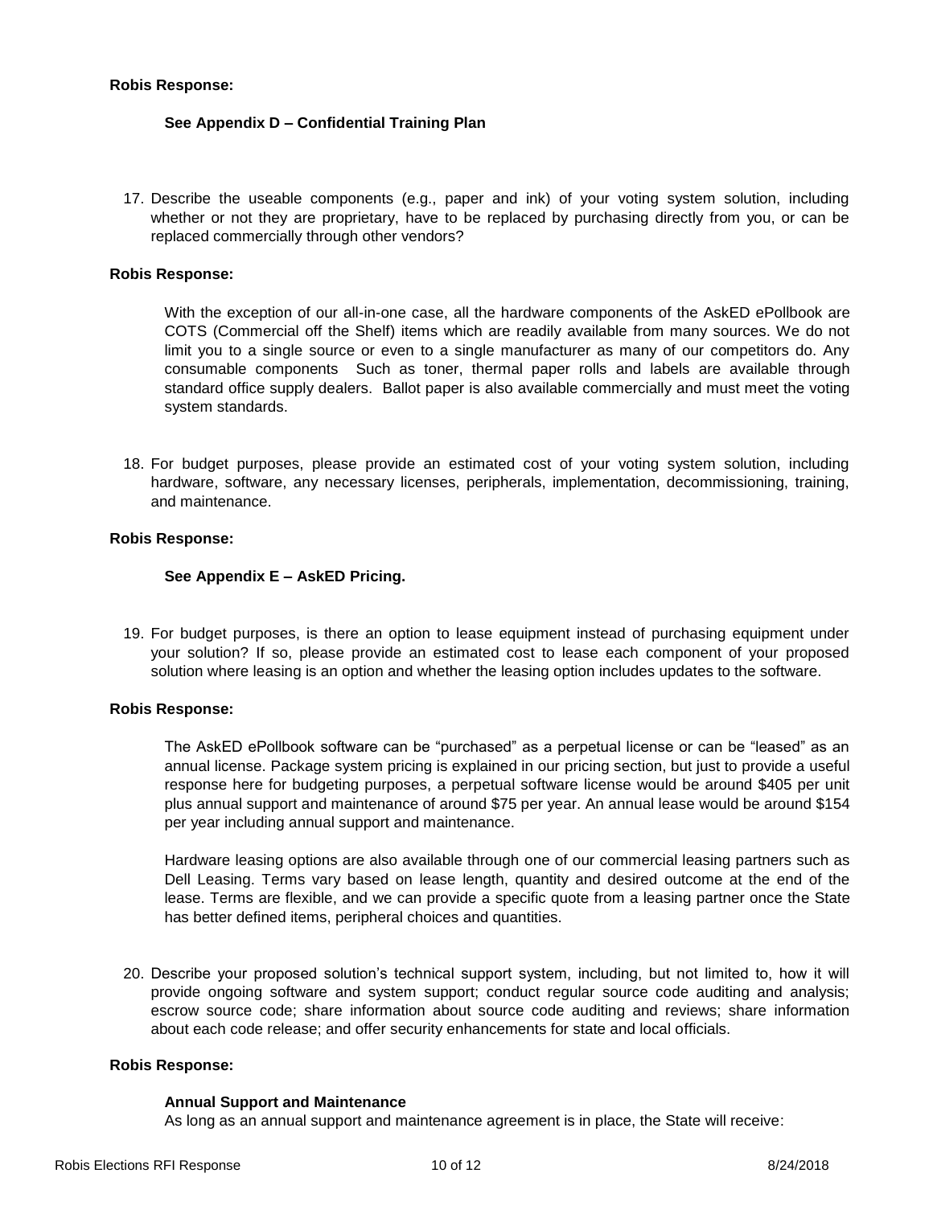**Robis Response:**

**See Appendix D – Confidential Training Plan**

17. Describe the useable components (e.g., paper and ink) of your voting system solution, including whether or not they are proprietary, have to be replaced by purchasing directly from you, or can be replaced commercially through other vendors?

**Robis Response:**

With the exception of our all-in-one case, all the hardware components of the AskED ePollbook are COTS (Commercial off the Shelf) items which are readily available from many sources. We do not limit you to a single source or even to a single manufacturer as many of our competitors do. Any consumable components Such as toner, thermal paper rolls and labels are available through standard office supply dealers. Ballot paper is also available commercially and must meet the voting system standards.

18. For budget purposes, please provide an estimated cost of your voting system solution, including hardware, software, any necessary licenses, peripherals, implementation, decommissioning, training, and maintenance.

**Robis Response:**

**See Appendix E – AskED Pricing.**

19. For budget purposes, is there an option to lease equipment instead of purchasing equipment under your solution? If so, please provide an estimated cost to lease each component of your proposed solution where leasing is an option and whether the leasing option includes updates to the software.

**Robis Response:**

The AskED ePollbook software can be "purchased" as a perpetual license or can be "leased" as an annual license. Package system pricing is explained in our pricing section, but just to provide a useful response here for budgeting purposes, a perpetual software license would be around $405 per unit plus annual support and maintenance of around $75 per year. An annual lease would be around $154 per year including annual support and maintenance.

Hardware leasing options are also available through one of our commercial leasing partners such as Dell Leasing. Terms vary based on lease length, quantity and desired outcome at the end of the lease. Terms are flexible, and we can provide a specific quote from a leasing partner once the State has better defined items, peripheral choices and quantities.

20. Describe your proposed solution's technical support system, including, but not limited to, how it will provide ongoing software and system support; conduct regular source code auditing and analysis; escrow source code; share information about source code auditing and reviews; share information about each code release; and offer security enhancements for state and local officials.

**Robis Response:**

**Annual Support and Maintenance**

As long as an annual support and maintenance agreement is in place, the State will receive: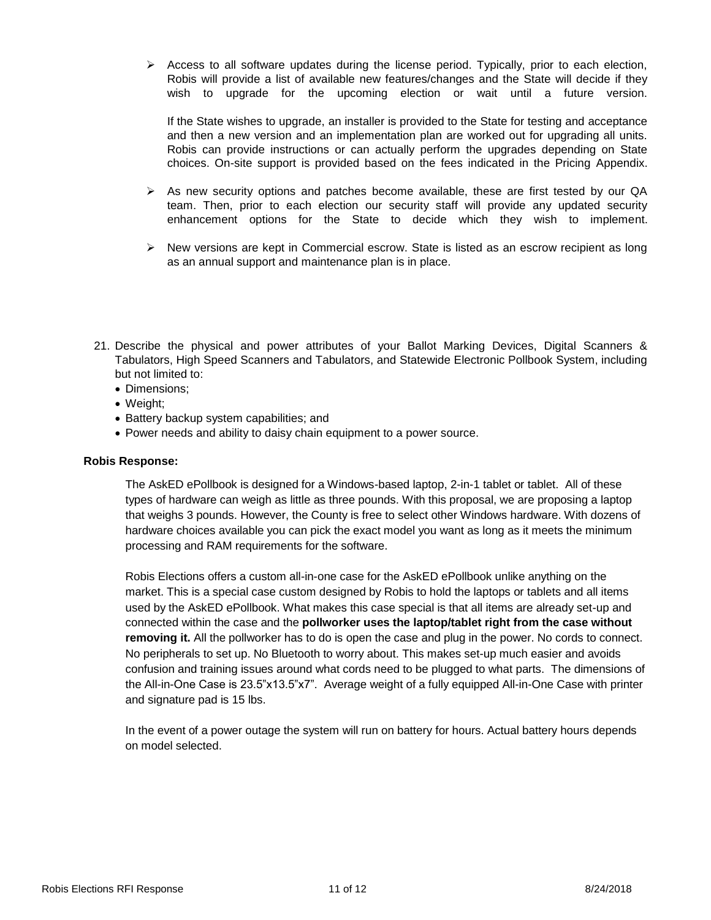- Access to all software updates during the license period. Typically, prior to each election, Robis will provide a list of available new features/changes and the State will decide if they wish to upgrade for the upcoming election or wait until a future version.

  If the State wishes to upgrade, an installer is provided to the State for testing and acceptance and then a new version and an implementation plan are worked out for upgrading all units. Robis can provide instructions or can actually perform the upgrades depending on State choices. On-site support is provided based on the fees indicated in the Pricing Appendix.

- As new security options and patches become available, these are first tested by our QA team. Then, prior to each election our security staff will provide any updated security enhancement options for the State to decide which they wish to implement.

- New versions are kept in Commercial escrow. State is listed as an escrow recipient as long as an annual support and maintenance plan is in place.

21. Describe the physical and power attributes of your Ballot Marking Devices, Digital Scanners & Tabulators, High Speed Scanners and Tabulators, and Statewide Electronic Pollbook System, including but not limited to:
    - Dimensions;
    - Weight;
    - Battery backup system capabilities; and
    - Power needs and ability to daisy chain equipment to a power source.

**Robis Response:**

The AskED ePollbook is designed for a Windows-based laptop, 2-in-1 tablet or tablet. All of these types of hardware can weigh as little as three pounds. With this proposal, we are proposing a laptop that weighs 3 pounds. However, the County is free to select other Windows hardware. With dozens of hardware choices available you can pick the exact model you want as long as it meets the minimum processing and RAM requirements for the software.

Robis Elections offers a custom all-in-one case for the AskED ePollbook unlike anything on the market. This is a special case custom designed by Robis to hold the laptops or tablets and all items used by the AskED ePollbook. What makes this case special is that all items are already set-up and connected within the case and the **pollworker uses the laptop/tablet right from the case without removing it.** All the pollworker has to do is open the case and plug in the power. No cords to connect. No peripherals to set up. No Bluetooth to worry about. This makes set-up much easier and avoids confusion and training issues around what cords need to be plugged to what parts. The dimensions of the All-in-One Case is 23.5"x13.5"x7". Average weight of a fully equipped All-in-One Case with printer and signature pad is 15 lbs.

In the event of a power outage the system will run on battery for hours. Actual battery hours depends on model selected.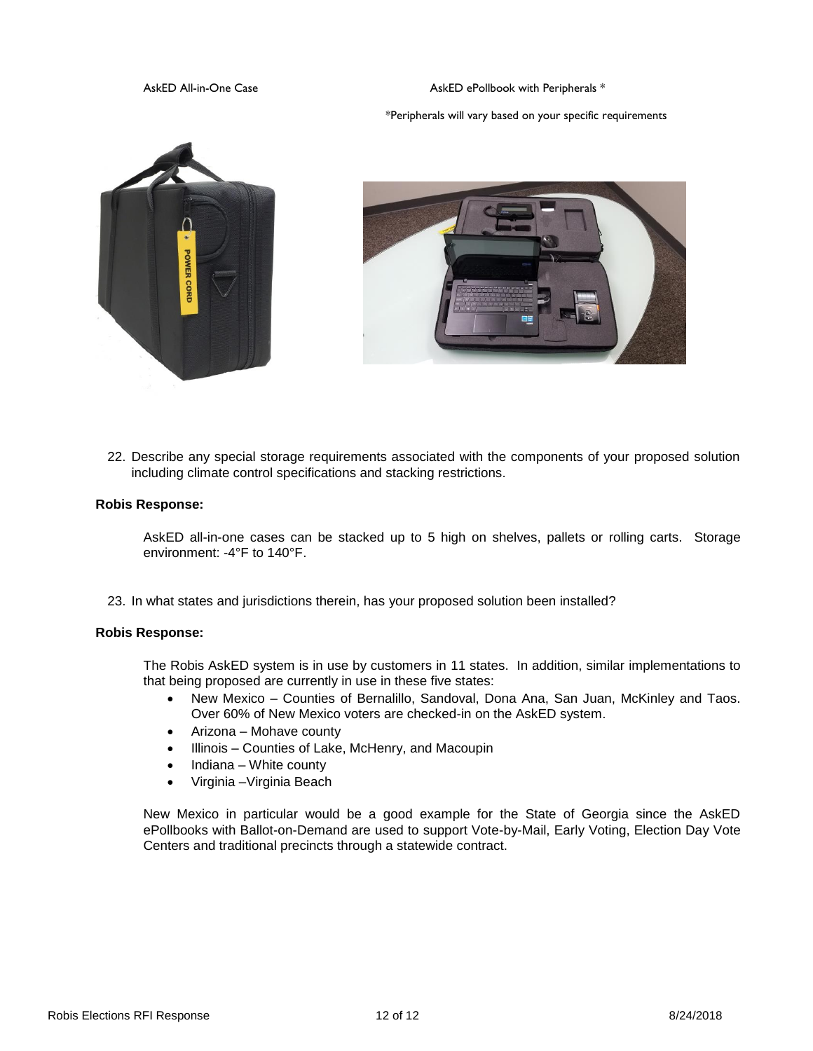AskED All-in-One Case

AskED ePollbook with Peripherals *

*Peripherals will vary based on your specific requirements

22. Describe any special storage requirements associated with the components of your proposed solution including climate control specifications and stacking restrictions.

**Robis Response:**

AskED all-in-one cases can be stacked up to 5 high on shelves, pallets or rolling carts. Storage environment: -4°F to 140°F.

23. In what states and jurisdictions therein, has your proposed solution been installed?

**Robis Response:**

The Robis AskED system is in use by customers in 11 states. In addition, similar implementations to that being proposed are currently in use in these five states:

- New Mexico – Counties of Bernalillo, Sandoval, Dona Ana, San Juan, McKinley and Taos. Over 60% of New Mexico voters are checked-in on the AskED system.
- Arizona – Mohave county
- Illinois – Counties of Lake, McHenry, and Macoupin
- Indiana – White county
- Virginia –Virginia Beach

New Mexico in particular would be a good example for the State of Georgia since the AskED ePollbooks with Ballot-on-Demand are used to support Vote-by-Mail, Early Voting, Election Day Vote Centers and traditional precincts through a statewide contract.